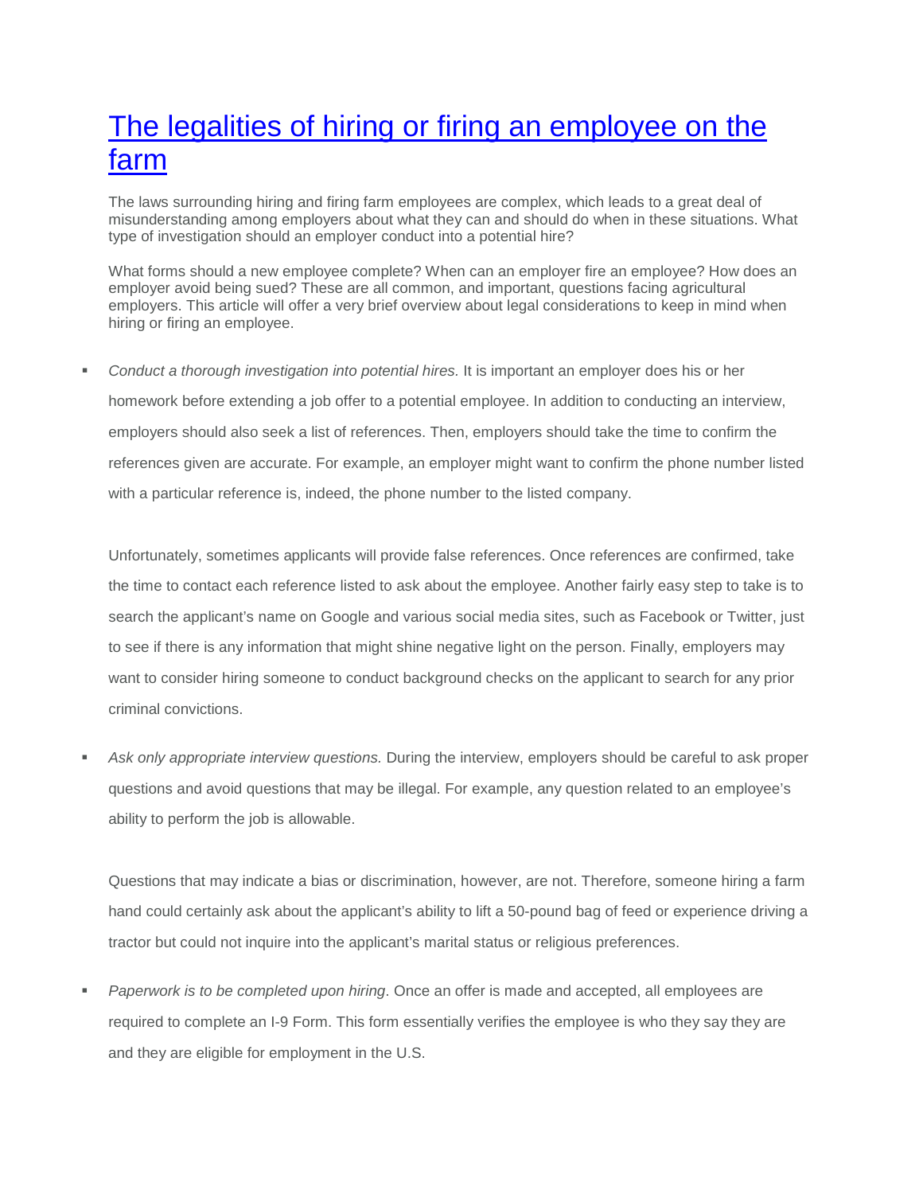# [The legalities of hiring or firing an employee on the farm]

The laws surrounding hiring and firing farm employees are complex, which leads to a great deal of misunderstanding among employers about what they can and should do when in these situations. What type of investigation should an employer conduct into a potential hire?

What forms should a new employee complete? When can an employer fire an employee? How does an employer avoid being sued? These are all common, and important, questions facing agricultural employers. This article will offer a very brief overview about legal considerations to keep in mind when hiring or firing an employee.

- *Conduct a thorough investigation into potential hires.* It is important an employer does his or her homework before extending a job offer to a potential employee. In addition to conducting an interview, employers should also seek a list of references. Then, employers should take the time to confirm the references given are accurate. For example, an employer might want to confirm the phone number listed with a particular reference is, indeed, the phone number to the listed company.

  Unfortunately, sometimes applicants will provide false references. Once references are confirmed, take the time to contact each reference listed to ask about the employee. Another fairly easy step to take is to search the applicant's name on Google and various social media sites, such as Facebook or Twitter, just to see if there is any information that might shine negative light on the person. Finally, employers may want to consider hiring someone to conduct background checks on the applicant to search for any prior criminal convictions.

- *Ask only appropriate interview questions.* During the interview, employers should be careful to ask proper questions and avoid questions that may be illegal. For example, any question related to an employee's ability to perform the job is allowable.

  Questions that may indicate a bias or discrimination, however, are not. Therefore, someone hiring a farm hand could certainly ask about the applicant's ability to lift a 50-pound bag of feed or experience driving a tractor but could not inquire into the applicant's marital status or religious preferences.

- *Paperwork is to be completed upon hiring*. Once an offer is made and accepted, all employees are required to complete an I-9 Form. This form essentially verifies the employee is who they say they are and they are eligible for employment in the U.S.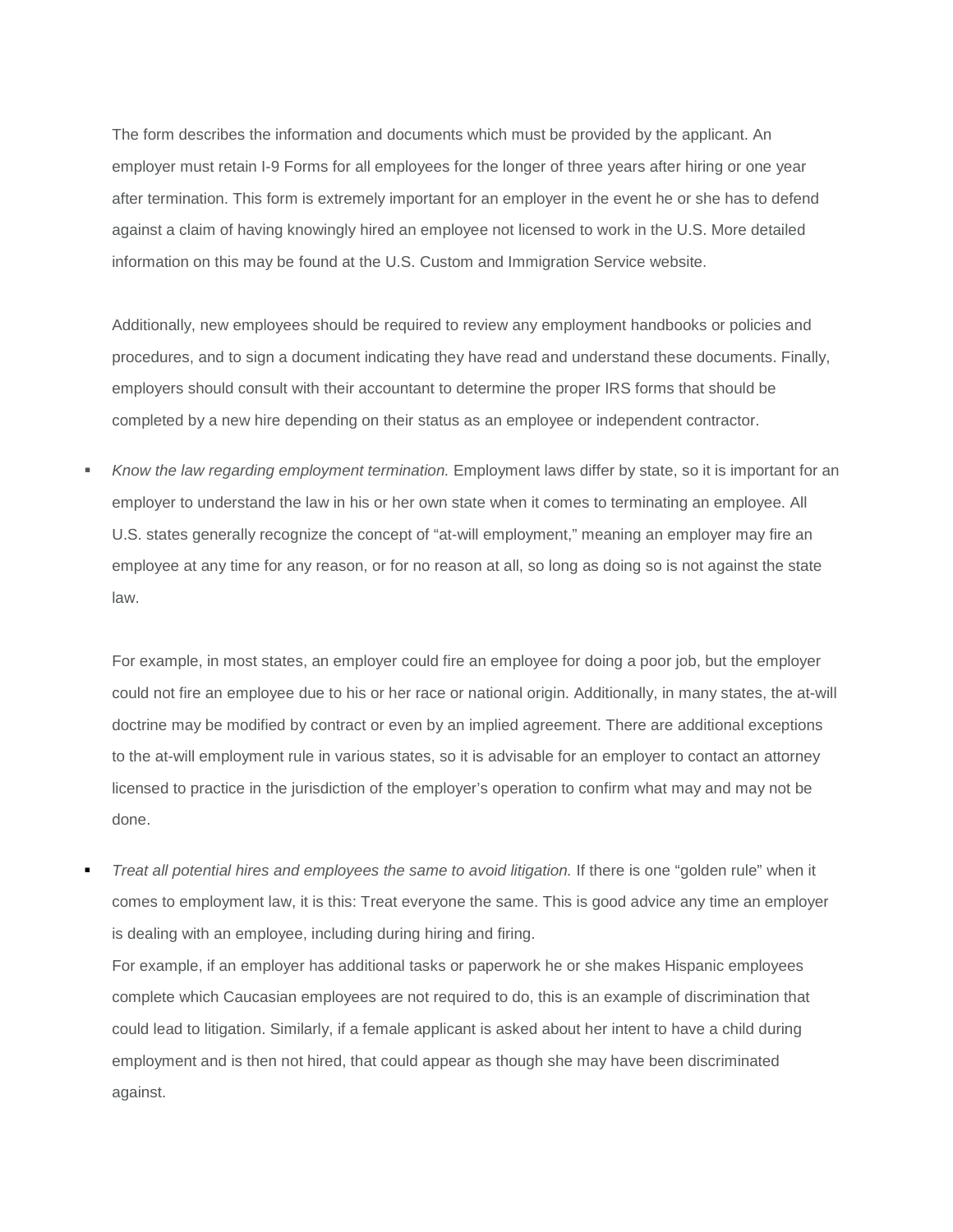The form describes the information and documents which must be provided by the applicant. An employer must retain I-9 Forms for all employees for the longer of three years after hiring or one year after termination. This form is extremely important for an employer in the event he or she has to defend against a claim of having knowingly hired an employee not licensed to work in the U.S. More detailed information on this may be found at the U.S. Custom and Immigration Service website.

Additionally, new employees should be required to review any employment handbooks or policies and procedures, and to sign a document indicating they have read and understand these documents. Finally, employers should consult with their accountant to determine the proper IRS forms that should be completed by a new hire depending on their status as an employee or independent contractor.

- *Know the law regarding employment termination.* Employment laws differ by state, so it is important for an employer to understand the law in his or her own state when it comes to terminating an employee. All U.S. states generally recognize the concept of "at-will employment," meaning an employer may fire an employee at any time for any reason, or for no reason at all, so long as doing so is not against the state law.

  For example, in most states, an employer could fire an employee for doing a poor job, but the employer could not fire an employee due to his or her race or national origin. Additionally, in many states, the at-will doctrine may be modified by contract or even by an implied agreement. There are additional exceptions to the at-will employment rule in various states, so it is advisable for an employer to contact an attorney licensed to practice in the jurisdiction of the employer's operation to confirm what may and may not be done.

- *Treat all potential hires and employees the same to avoid litigation.* If there is one "golden rule" when it comes to employment law, it is this: Treat everyone the same. This is good advice any time an employer is dealing with an employee, including during hiring and firing.
  For example, if an employer has additional tasks or paperwork he or she makes Hispanic employees complete which Caucasian employees are not required to do, this is an example of discrimination that could lead to litigation. Similarly, if a female applicant is asked about her intent to have a child during employment and is then not hired, that could appear as though she may have been discriminated against.